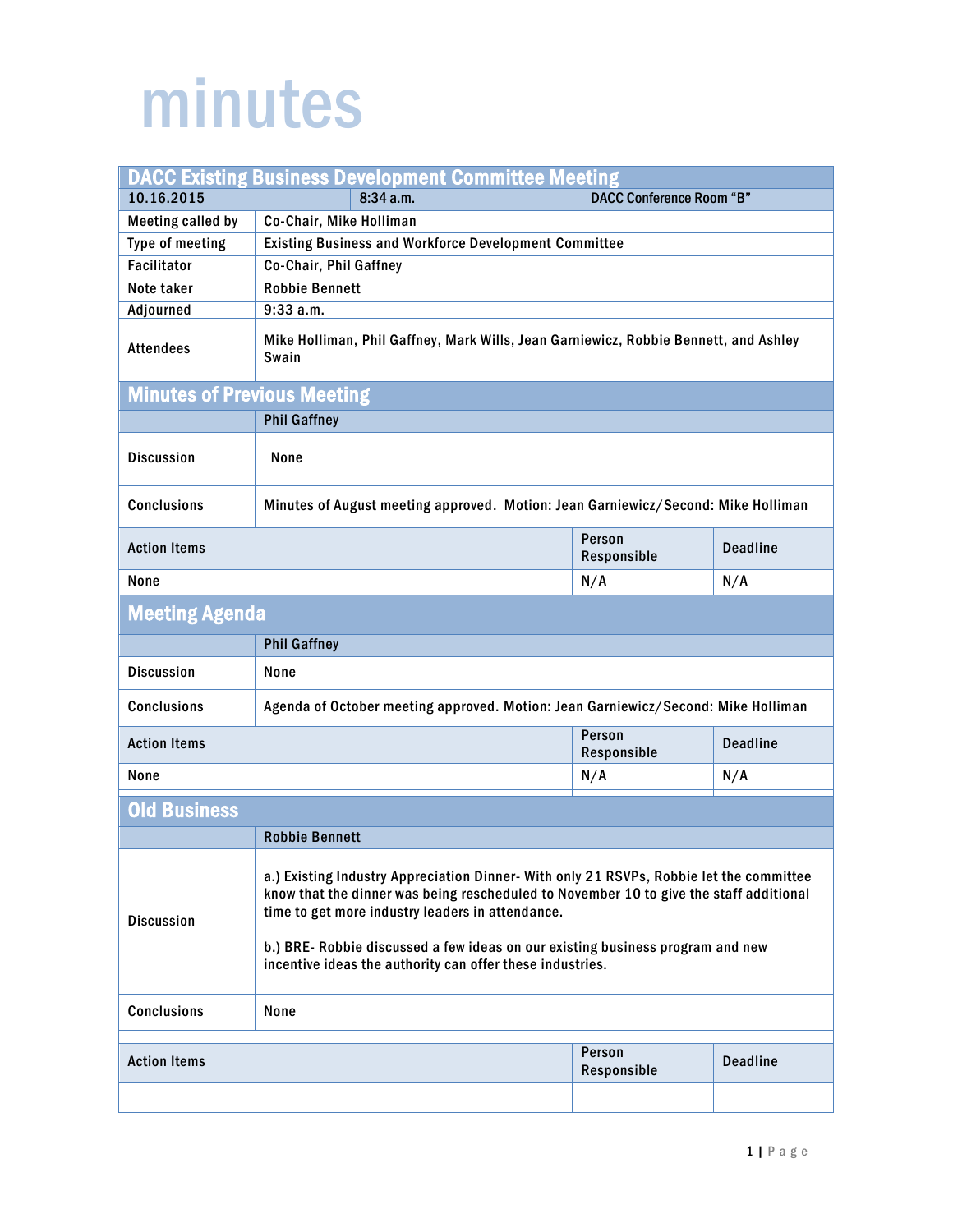# minutes

## DACC Existing Business Development Committee Meeting

| 10.16.2015 | 8:34 a.m. | DACC Conference Room "B" |
|---|---|---|

| | |
|---|---|
| Meeting called by | Co-Chair, Mike Holliman |
| Type of meeting | Existing Business and Workforce Development Committee |
| Facilitator | Co-Chair, Phil Gaffney |
| Note taker | Robbie Bennett |
| Adjourned | 9:33 a.m. |
| Attendees | Mike Holliman, Phil Gaffney, Mark Wills, Jean Garniewicz, Robbie Bennett, and Ashley Swain |

## Minutes of Previous Meeting

| | Phil Gaffney |
|---|---|
| Discussion | None |
| Conclusions | Minutes of August meeting approved. Motion: Jean Garniewicz/Second: Mike Holliman |

| Action Items | Person Responsible | Deadline |
|---|---|---|
| None | N/A | N/A |

## Meeting Agenda

| | Phil Gaffney |
|---|---|
| Discussion | None |
| Conclusions | Agenda of October meeting approved. Motion: Jean Garniewicz/Second: Mike Holliman |

| Action Items | Person Responsible | Deadline |
|---|---|---|
| None | N/A | N/A |

## Old Business

| | Robbie Bennett |
|---|---|
| Discussion | a.) Existing Industry Appreciation Dinner- With only 21 RSVPs, Robbie let the committee know that the dinner was being rescheduled to November 10 to give the staff additional time to get more industry leaders in attendance.<br><br>b.) BRE- Robbie discussed a few ideas on our existing business program and new incentive ideas the authority can offer these industries. |
| Conclusions | None |

| Action Items | Person Responsible | Deadline |
|---|---|---|
| | | |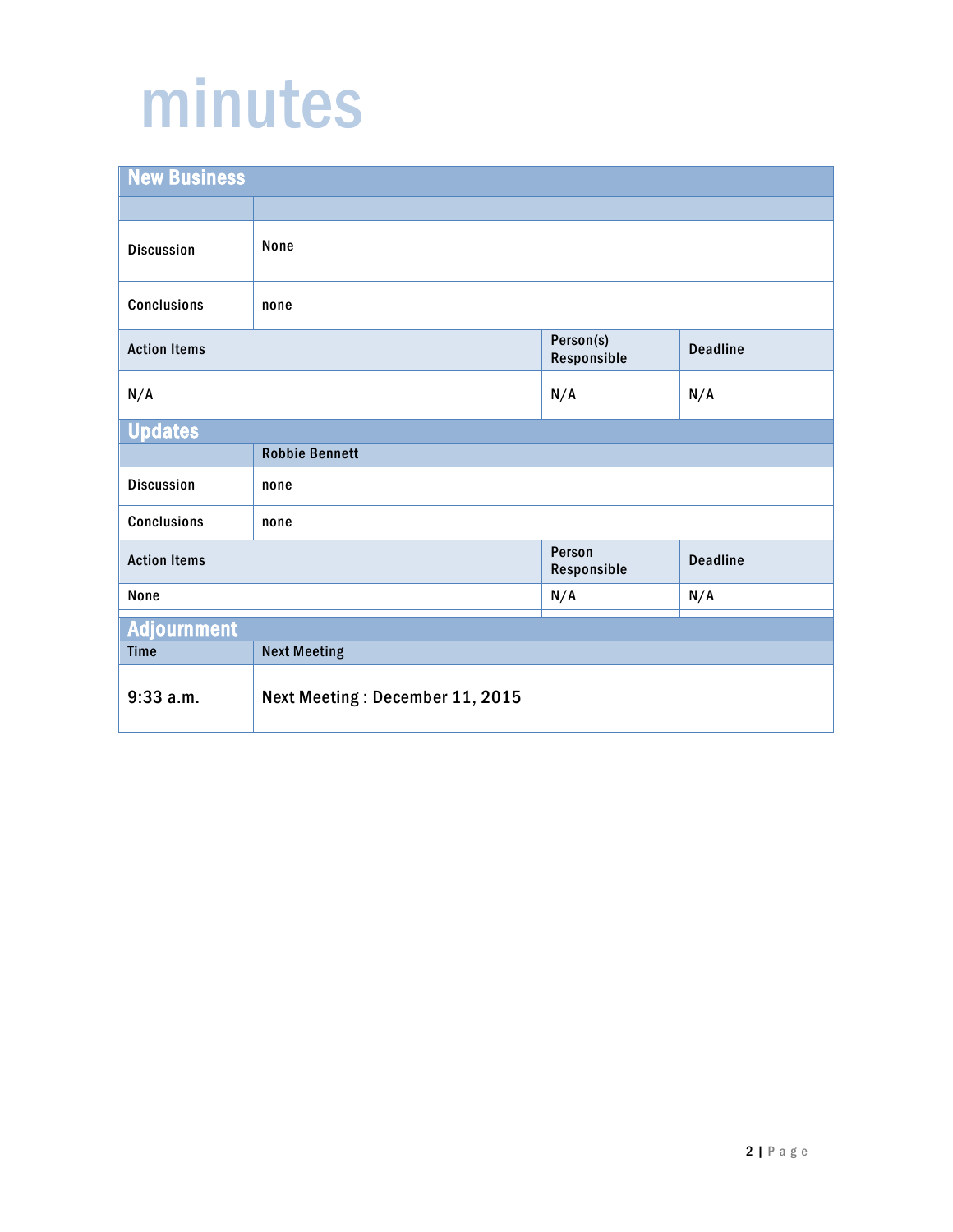# minutes

## New Business

| | | | |
|---|---|---|---|
| Discussion | None | | |
| Conclusions | none | | |

| Action Items | Person(s) Responsible | Deadline |
|---|---|---|
| N/A | N/A | N/A |

## Updates

| | Robbie Bennett |
|---|---|
| Discussion | none |
| Conclusions | none |

| Action Items | Person Responsible | Deadline |
|---|---|---|
| None | N/A | N/A |

## Adjournment

| Time | Next Meeting |
|---|---|
| 9:33 a.m. | Next Meeting : December 11, 2015 |